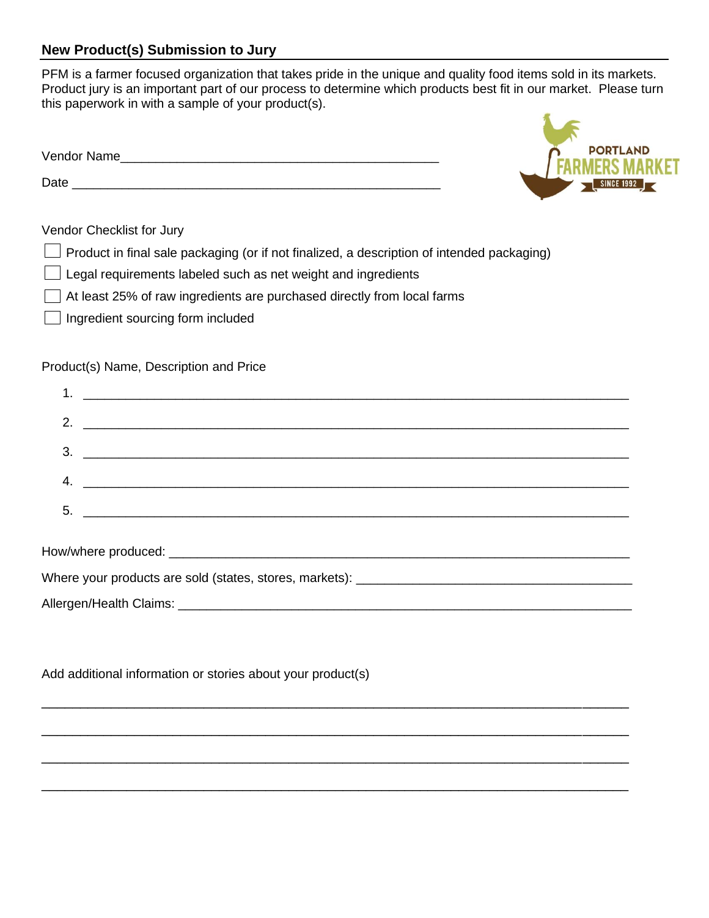## New Product(s) Submission to Jury

PFM is a farmer focused organization that takes pride in the unique and quality food items sold in its markets. Product jury is an important part of our process to determine which products best fit in our market. Please turn this paperwork in with a sample of your product(s).

PORTLAND FARMERS MARKET SINCE 1992

Vendor Name_______________________________________________

Date _______________________________________________________

Vendor Checklist for Jury

- ☐ Product in final sale packaging (or if not finalized, a description of intended packaging)
- ☐ Legal requirements labeled such as net weight and ingredients
- ☐ At least 25% of raw ingredients are purchased directly from local farms
- ☐ Ingredient sourcing form included

Product(s) Name, Description and Price

1. ____________________________________________________________________________
2. ____________________________________________________________________________
3. ____________________________________________________________________________
4. ____________________________________________________________________________
5. ____________________________________________________________________________

How/where produced: _______________________________________________________________

Where your products are sold (states, stores, markets): _____________________________________

Allergen/Health Claims: _____________________________________________________________

Add additional information or stories about your product(s)

________________________________________________________________________________

________________________________________________________________________________

________________________________________________________________________________

________________________________________________________________________________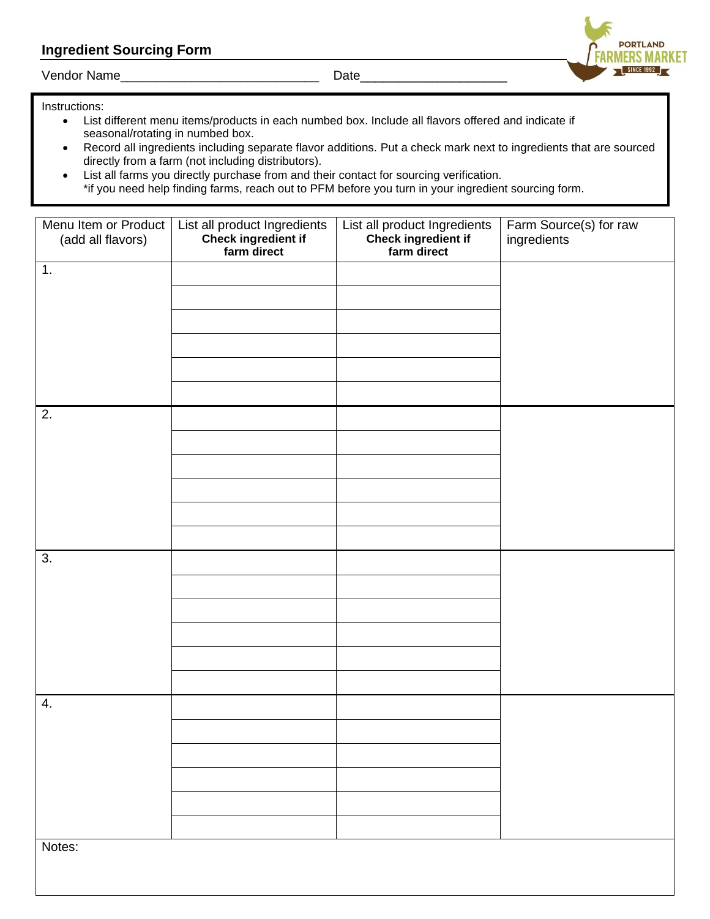## Ingredient Sourcing Form

Vendor Name____________________________ Date____________________

PORTLAND FARMERS MARKET SINCE 1992

Instructions:

- List different menu items/products in each numbered box. Include all flavors offered and indicate if seasonal/rotating in numbered box.
- Record all ingredients including separate flavor additions. Put a check mark next to ingredients that are sourced directly from a farm (not including distributors).
- List all farms you directly purchase from and their contact for sourcing verification.
  *if you need help finding farms, reach out to PFM before you turn in your ingredient sourcing form.

| Menu Item or Product (add all flavors) | List all product Ingredients **Check ingredient if farm direct** | List all product Ingredients **Check ingredient if farm direct** | Farm Source(s) for raw ingredients |
|---|---|---|---|
| 1. | | | |
| | | | |
| | | | |
| | | | |
| | | | |
| | | | |
| 2. | | | |
| | | | |
| | | | |
| | | | |
| | | | |
| | | | |
| 3. | | | |
| | | | |
| | | | |
| | | | |
| | | | |
| | | | |
| 4. | | | |
| | | | |
| | | | |
| | | | |
| | | | |
| | | | |

Notes: